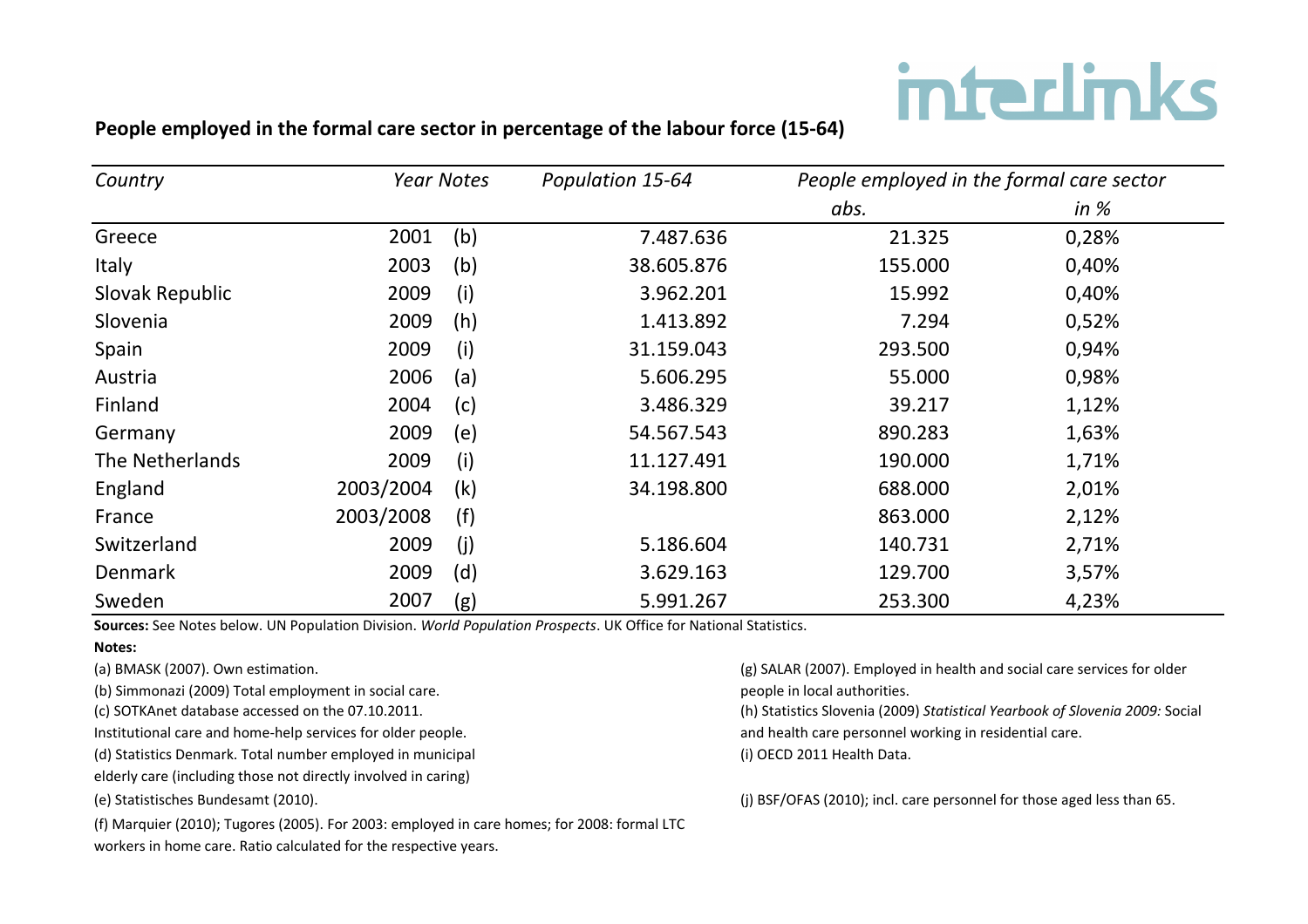interlinks

## People employed in the formal care sector in percentage of the labour force (15-64)

| *Country* | *Year* | *Notes* | *Population 15-64* | *People employed in the formal care sector* | |
|---|---|---|---|---|---|
| | | | | *abs.* | *in %* |
| Greece | 2001 | (b) | 7.487.636 | 21.325 | 0,28% |
| Italy | 2003 | (b) | 38.605.876 | 155.000 | 0,40% |
| Slovak Republic | 2009 | (i) | 3.962.201 | 15.992 | 0,40% |
| Slovenia | 2009 | (h) | 1.413.892 | 7.294 | 0,52% |
| Spain | 2009 | (i) | 31.159.043 | 293.500 | 0,94% |
| Austria | 2006 | (a) | 5.606.295 | 55.000 | 0,98% |
| Finland | 2004 | (c) | 3.486.329 | 39.217 | 1,12% |
| Germany | 2009 | (e) | 54.567.543 | 890.283 | 1,63% |
| The Netherlands | 2009 | (i) | 11.127.491 | 190.000 | 1,71% |
| England | 2003/2004 | (k) | 34.198.800 | 688.000 | 2,01% |
| France | 2003/2008 | (f) | | 863.000 | 2,12% |
| Switzerland | 2009 | (j) | 5.186.604 | 140.731 | 2,71% |
| Denmark | 2009 | (d) | 3.629.163 | 129.700 | 3,57% |
| Sweden | 2007 | (g) | 5.991.267 | 253.300 | 4,23% |

**Sources:** See Notes below. UN Population Division. *World Population Prospects*. UK Office for National Statistics.

**Notes:**

(a) BMASK (2007). Own estimation.

(b) Simmonazi (2009) Total employment in social care.

(c) SOTKAnet database accessed on the 07.10.2011. Institutional care and home-help services for older people.

(d) Statistics Denmark. Total number employed in municipal elderly care (including those not directly involved in caring)

(e) Statistisches Bundesamt (2010).

(f) Marquier (2010); Tugores (2005). For 2003: employed in care homes; for 2008: formal LTC workers in home care. Ratio calculated for the respective years.

(g) SALAR (2007). Employed in health and social care services for older people in local authorities.

(h) Statistics Slovenia (2009) *Statistical Yearbook of Slovenia 2009:* Social and health care personnel working in residential care.

(i) OECD 2011 Health Data.

(j) BSF/OFAS (2010); incl. care personnel for those aged less than 65.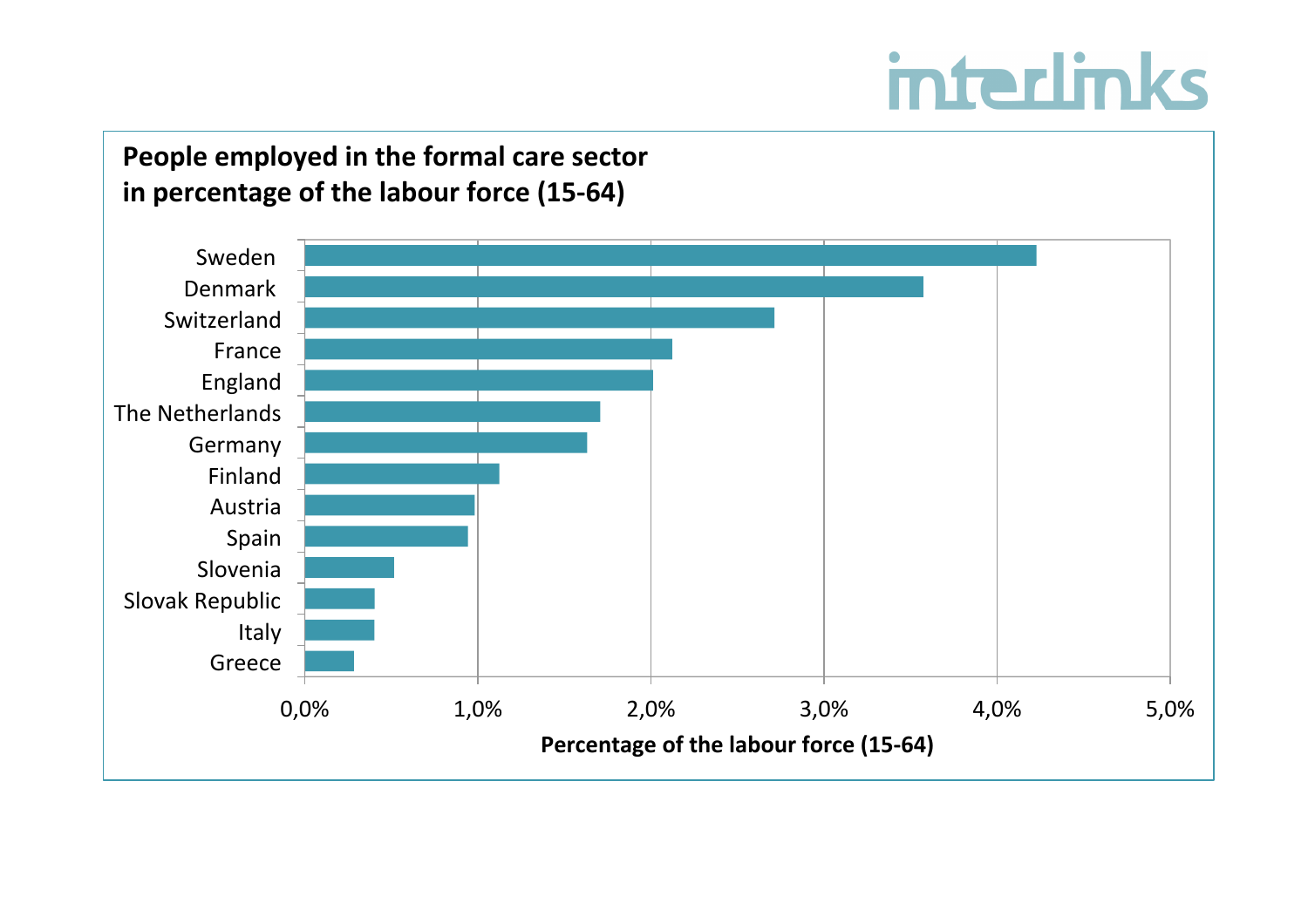interlinks

**People employed in the formal care sector in percentage of the labour force (15-64)**

Sweden
Denmark
Switzerland
France
England
The Netherlands
Germany
Finland
Austria
Spain
Slovenia
Slovak Republic
Italy
Greece

0,0% 1,0% 2,0% 3,0% 4,0% 5,0%

Percentage of the labour force (15-64)